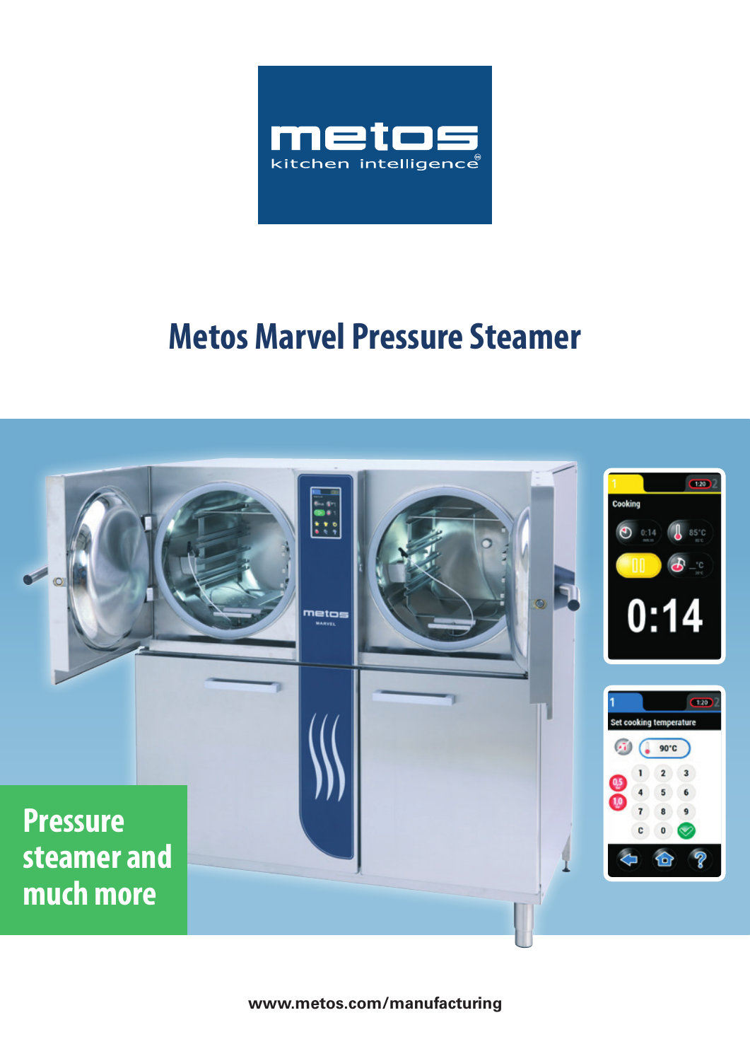metos
kitchen intelligence

# Metos Marvel Pressure Steamer

**Pressure steamer and much more**

www.metos.com/manufacturing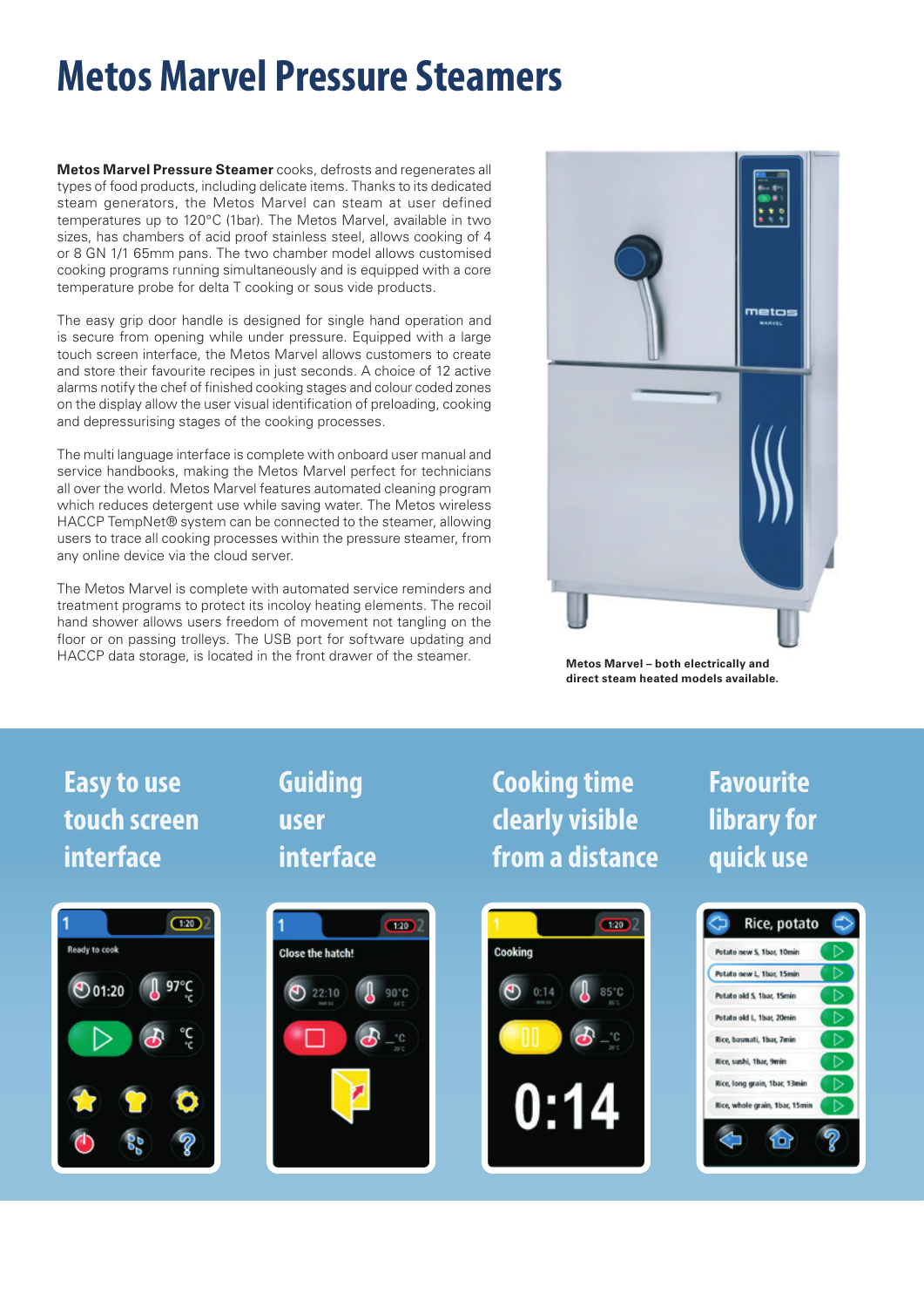# Metos Marvel Pressure Steamers

**Metos Marvel Pressure Steamer** cooks, defrosts and regenerates all types of food products, including delicate items. Thanks to its dedicated steam generators, the Metos Marvel can steam at user defined temperatures up to 120°C (1bar). The Metos Marvel, available in two sizes, has chambers of acid proof stainless steel, allows cooking of 4 or 8 GN 1/1 65mm pans. The two chamber model allows customised cooking programs running simultaneously and is equipped with a core temperature probe for delta T cooking or sous vide products.

The easy grip door handle is designed for single hand operation and is secure from opening while under pressure. Equipped with a large touch screen interface, the Metos Marvel allows customers to create and store their favourite recipes in just seconds. A choice of 12 active alarms notify the chef of finished cooking stages and colour coded zones on the display allow the user visual identification of preloading, cooking and depressurising stages of the cooking processes.

The multi language interface is complete with onboard user manual and service handbooks, making the Metos Marvel perfect for technicians all over the world. Metos Marvel features automated cleaning program which reduces detergent use while saving water. The Metos wireless HACCP TempNet® system can be connected to the steamer, allowing users to trace all cooking processes within the pressure steamer, from any online device via the cloud server.

The Metos Marvel is complete with automated service reminders and treatment programs to protect its incoloy heating elements. The recoil hand shower allows users freedom of movement not tangling on the floor or on passing trolleys. The USB port for software updating and HACCP data storage, is located in the front drawer of the steamer.

**Metos Marvel – both electrically and direct steam heated models available.**

## Easy to use touch screen interface

## Guiding user interface

## Cooking time clearly visible from a distance

## Favourite library for quick use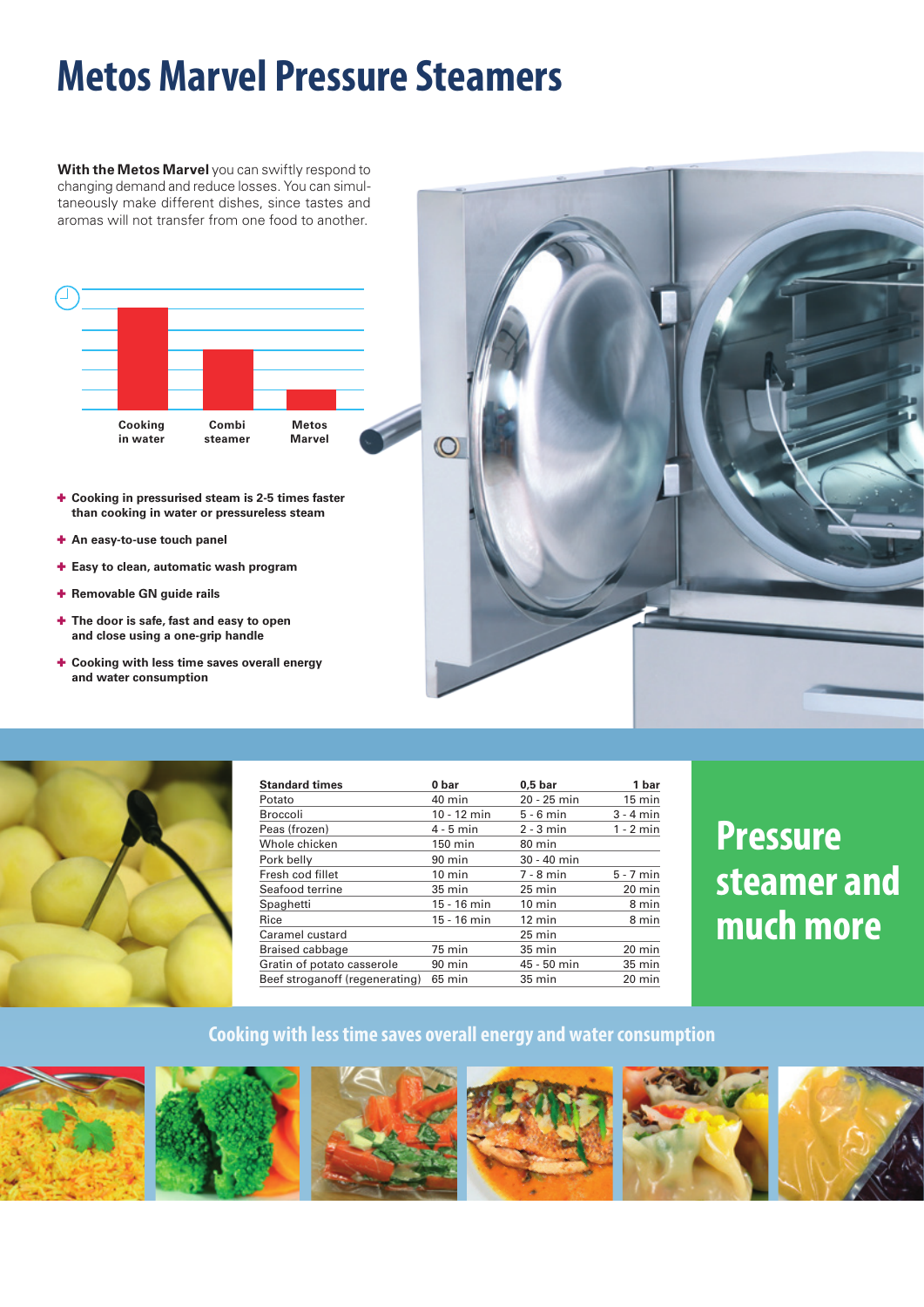# Metos Marvel Pressure Steamers

**With the Metos Marvel** you can swiftly respond to changing demand and reduce losses. You can simultaneously make different dishes, since tastes and aromas will not transfer from one food to another.

Cooking in water | Combi steamer | Metos Marvel

- Cooking in pressurised steam is 2-5 times faster than cooking in water or pressureless steam
- An easy-to-use touch panel
- Easy to clean, automatic wash program
- Removable GN guide rails
- The door is safe, fast and easy to open and close using a one-grip handle
- Cooking with less time saves overall energy and water consumption

| Standard times | 0 bar | 0,5 bar | 1 bar |
|---|---|---|---|
| Potato | 40 min | 20 - 25 min | 15 min |
| Broccoli | 10 - 12 min | 5 - 6 min | 3 - 4 min |
| Peas (frozen) | 4 - 5 min | 2 - 3 min | 1 - 2 min |
| Whole chicken | 150 min | 80 min | |
| Pork belly | 90 min | 30 - 40 min | |
| Fresh cod fillet | 10 min | 7 - 8 min | 5 - 7 min |
| Seafood terrine | 35 min | 25 min | 20 min |
| Spaghetti | 15 - 16 min | 10 min | 8 min |
| Rice | 15 - 16 min | 12 min | 8 min |
| Caramel custard | | 25 min | |
| Braised cabbage | 75 min | 35 min | 20 min |
| Gratin of potato casserole | 90 min | 45 - 50 min | 35 min |
| Beef stroganoff (regenerating) | 65 min | 35 min | 20 min |

## Pressure steamer and much more

### Cooking with less time saves overall energy and water consumption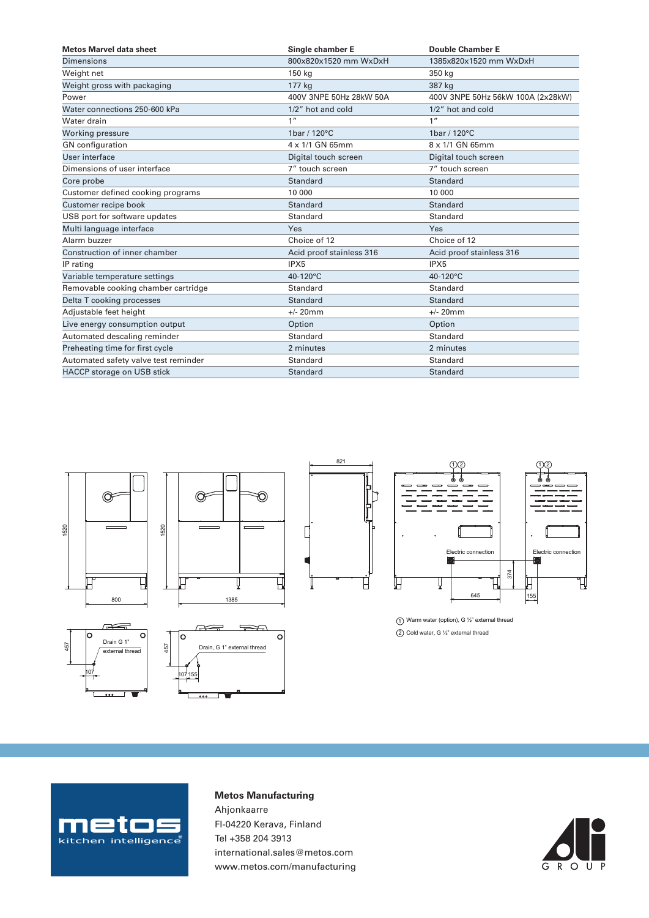| Metos Marvel data sheet | Single chamber E | Double Chamber E |
|---|---|---|
| Dimensions | 800x820x1520 mm WxDxH | 1385x820x1520 mm WxDxH |
| Weight net | 150 kg | 350 kg |
| Weight gross with packaging | 177 kg | 387 kg |
| Power | 400V 3NPE 50Hz 28kW 50A | 400V 3NPE 50Hz 56kW 100A (2x28kW) |
| Water connections 250-600 kPa | 1/2" hot and cold | 1/2" hot and cold |
| Water drain | 1" | 1" |
| Working pressure | 1bar / 120°C | 1bar / 120°C |
| GN configuration | 4 x 1/1 GN 65mm | 8 x 1/1 GN 65mm |
| User interface | Digital touch screen | Digital touch screen |
| Dimensions of user interface | 7" touch screen | 7" touch screen |
| Core probe | Standard | Standard |
| Customer defined cooking programs | 10 000 | 10 000 |
| Customer recipe book | Standard | Standard |
| USB port for software updates | Standard | Standard |
| Multi language interface | Yes | Yes |
| Alarm buzzer | Choice of 12 | Choice of 12 |
| Construction of inner chamber | Acid proof stainless 316 | Acid proof stainless 316 |
| IP rating | IPX5 | IPX5 |
| Variable temperature settings | 40-120°C | 40-120°C |
| Removable cooking chamber cartridge | Standard | Standard |
| Delta T cooking processes | Standard | Standard |
| Adjustable feet height | +/- 20mm | +/- 20mm |
| Live energy consumption output | Option | Option |
| Automated descaling reminder | Standard | Standard |
| Preheating time for first cycle | 2 minutes | 2 minutes |
| Automated safety valve test reminder | Standard | Standard |
| HACCP storage on USB stick | Standard | Standard |

1520
800
1520
1385
821
Electric connection
Electric connection
374
645
155
457
Drain G 1" external thread
107
457
Drain, G 1" external thread
107 155

① Warm water (option), G ½" external thread

② Cold water, G ½" external thread

**Metos Manufacturing**
Ahjonkaarre
FI-04220 Kerava, Finland
Tel +358 204 3913
international.sales@metos.com
www.metos.com/manufacturing